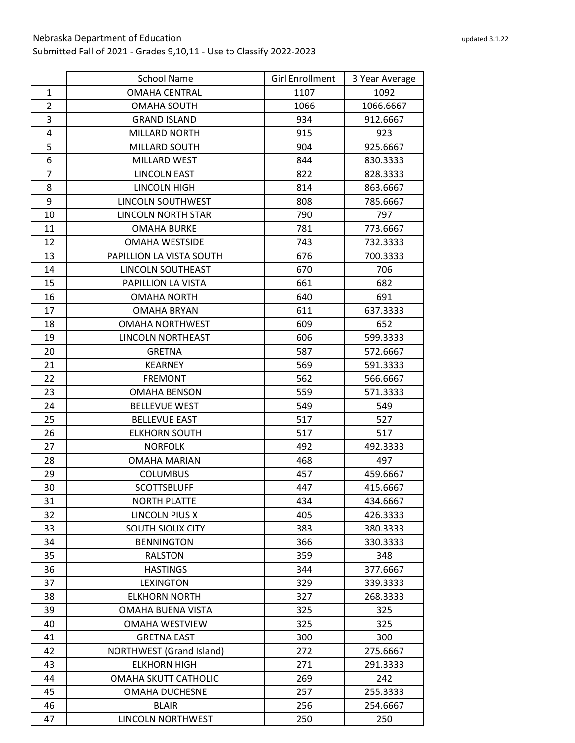Nebraska Department of Education

Submitted Fall of 2021 - Grades 9,10,11 - Use to Classify 2022-2023

updated 3.1.22

| | School Name | Girl Enrollment | 3 Year Average |
|---|---|---|---|
| 1 | OMAHA CENTRAL | 1107 | 1092 |
| 2 | OMAHA SOUTH | 1066 | 1066.6667 |
| 3 | GRAND ISLAND | 934 | 912.6667 |
| 4 | MILLARD NORTH | 915 | 923 |
| 5 | MILLARD SOUTH | 904 | 925.6667 |
| 6 | MILLARD WEST | 844 | 830.3333 |
| 7 | LINCOLN EAST | 822 | 828.3333 |
| 8 | LINCOLN HIGH | 814 | 863.6667 |
| 9 | LINCOLN SOUTHWEST | 808 | 785.6667 |
| 10 | LINCOLN NORTH STAR | 790 | 797 |
| 11 | OMAHA BURKE | 781 | 773.6667 |
| 12 | OMAHA WESTSIDE | 743 | 732.3333 |
| 13 | PAPILLION LA VISTA SOUTH | 676 | 700.3333 |
| 14 | LINCOLN SOUTHEAST | 670 | 706 |
| 15 | PAPILLION LA VISTA | 661 | 682 |
| 16 | OMAHA NORTH | 640 | 691 |
| 17 | OMAHA BRYAN | 611 | 637.3333 |
| 18 | OMAHA NORTHWEST | 609 | 652 |
| 19 | LINCOLN NORTHEAST | 606 | 599.3333 |
| 20 | GRETNA | 587 | 572.6667 |
| 21 | KEARNEY | 569 | 591.3333 |
| 22 | FREMONT | 562 | 566.6667 |
| 23 | OMAHA BENSON | 559 | 571.3333 |
| 24 | BELLEVUE WEST | 549 | 549 |
| 25 | BELLEVUE EAST | 517 | 527 |
| 26 | ELKHORN SOUTH | 517 | 517 |
| 27 | NORFOLK | 492 | 492.3333 |
| 28 | OMAHA MARIAN | 468 | 497 |
| 29 | COLUMBUS | 457 | 459.6667 |
| 30 | SCOTTSBLUFF | 447 | 415.6667 |
| 31 | NORTH PLATTE | 434 | 434.6667 |
| 32 | LINCOLN PIUS X | 405 | 426.3333 |
| 33 | SOUTH SIOUX CITY | 383 | 380.3333 |
| 34 | BENNINGTON | 366 | 330.3333 |
| 35 | RALSTON | 359 | 348 |
| 36 | HASTINGS | 344 | 377.6667 |
| 37 | LEXINGTON | 329 | 339.3333 |
| 38 | ELKHORN NORTH | 327 | 268.3333 |
| 39 | OMAHA BUENA VISTA | 325 | 325 |
| 40 | OMAHA WESTVIEW | 325 | 325 |
| 41 | GRETNA EAST | 300 | 300 |
| 42 | NORTHWEST (Grand Island) | 272 | 275.6667 |
| 43 | ELKHORN HIGH | 271 | 291.3333 |
| 44 | OMAHA SKUTT CATHOLIC | 269 | 242 |
| 45 | OMAHA DUCHESNE | 257 | 255.3333 |
| 46 | BLAIR | 256 | 254.6667 |
| 47 | LINCOLN NORTHWEST | 250 | 250 |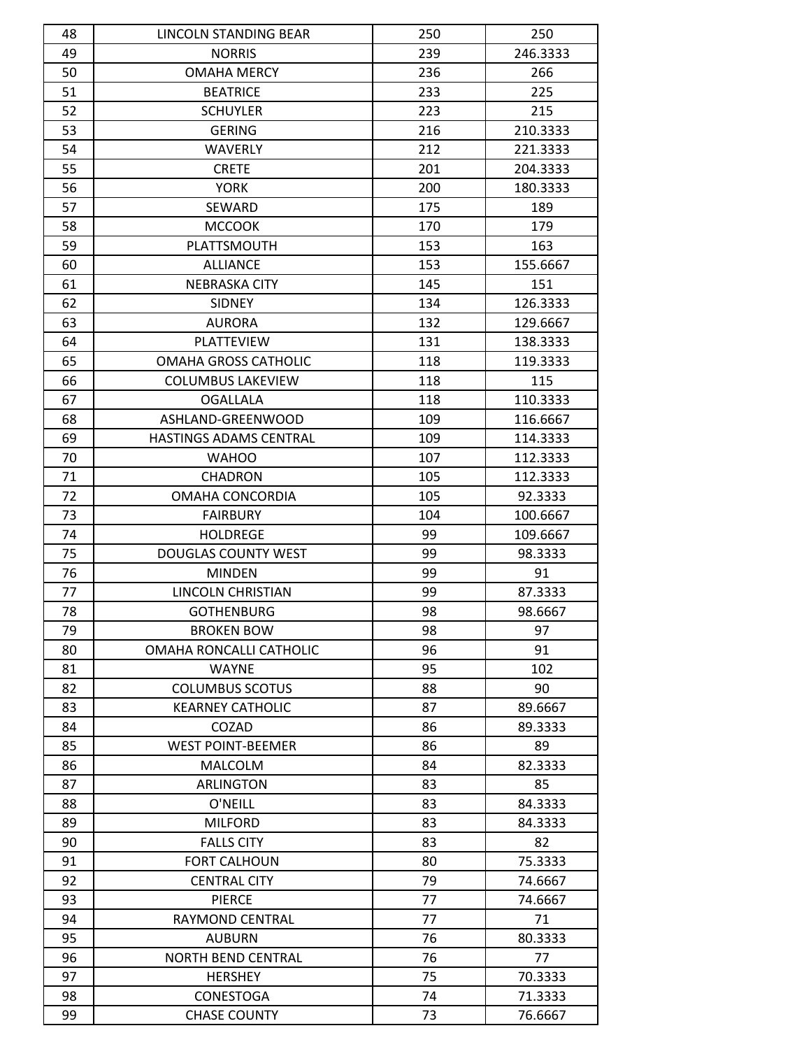| 48 | LINCOLN STANDING BEAR | 250 | 250 |
|---|---|---|---|
| 49 | NORRIS | 239 | 246.3333 |
| 50 | OMAHA MERCY | 236 | 266 |
| 51 | BEATRICE | 233 | 225 |
| 52 | SCHUYLER | 223 | 215 |
| 53 | GERING | 216 | 210.3333 |
| 54 | WAVERLY | 212 | 221.3333 |
| 55 | CRETE | 201 | 204.3333 |
| 56 | YORK | 200 | 180.3333 |
| 57 | SEWARD | 175 | 189 |
| 58 | MCCOOK | 170 | 179 |
| 59 | PLATTSMOUTH | 153 | 163 |
| 60 | ALLIANCE | 153 | 155.6667 |
| 61 | NEBRASKA CITY | 145 | 151 |
| 62 | SIDNEY | 134 | 126.3333 |
| 63 | AURORA | 132 | 129.6667 |
| 64 | PLATTEVIEW | 131 | 138.3333 |
| 65 | OMAHA GROSS CATHOLIC | 118 | 119.3333 |
| 66 | COLUMBUS LAKEVIEW | 118 | 115 |
| 67 | OGALLALA | 118 | 110.3333 |
| 68 | ASHLAND-GREENWOOD | 109 | 116.6667 |
| 69 | HASTINGS ADAMS CENTRAL | 109 | 114.3333 |
| 70 | WAHOO | 107 | 112.3333 |
| 71 | CHADRON | 105 | 112.3333 |
| 72 | OMAHA CONCORDIA | 105 | 92.3333 |
| 73 | FAIRBURY | 104 | 100.6667 |
| 74 | HOLDREGE | 99 | 109.6667 |
| 75 | DOUGLAS COUNTY WEST | 99 | 98.3333 |
| 76 | MINDEN | 99 | 91 |
| 77 | LINCOLN CHRISTIAN | 99 | 87.3333 |
| 78 | GOTHENBURG | 98 | 98.6667 |
| 79 | BROKEN BOW | 98 | 97 |
| 80 | OMAHA RONCALLI CATHOLIC | 96 | 91 |
| 81 | WAYNE | 95 | 102 |
| 82 | COLUMBUS SCOTUS | 88 | 90 |
| 83 | KEARNEY CATHOLIC | 87 | 89.6667 |
| 84 | COZAD | 86 | 89.3333 |
| 85 | WEST POINT-BEEMER | 86 | 89 |
| 86 | MALCOLM | 84 | 82.3333 |
| 87 | ARLINGTON | 83 | 85 |
| 88 | O'NEILL | 83 | 84.3333 |
| 89 | MILFORD | 83 | 84.3333 |
| 90 | FALLS CITY | 83 | 82 |
| 91 | FORT CALHOUN | 80 | 75.3333 |
| 92 | CENTRAL CITY | 79 | 74.6667 |
| 93 | PIERCE | 77 | 74.6667 |
| 94 | RAYMOND CENTRAL | 77 | 71 |
| 95 | AUBURN | 76 | 80.3333 |
| 96 | NORTH BEND CENTRAL | 76 | 77 |
| 97 | HERSHEY | 75 | 70.3333 |
| 98 | CONESTOGA | 74 | 71.3333 |
| 99 | CHASE COUNTY | 73 | 76.6667 |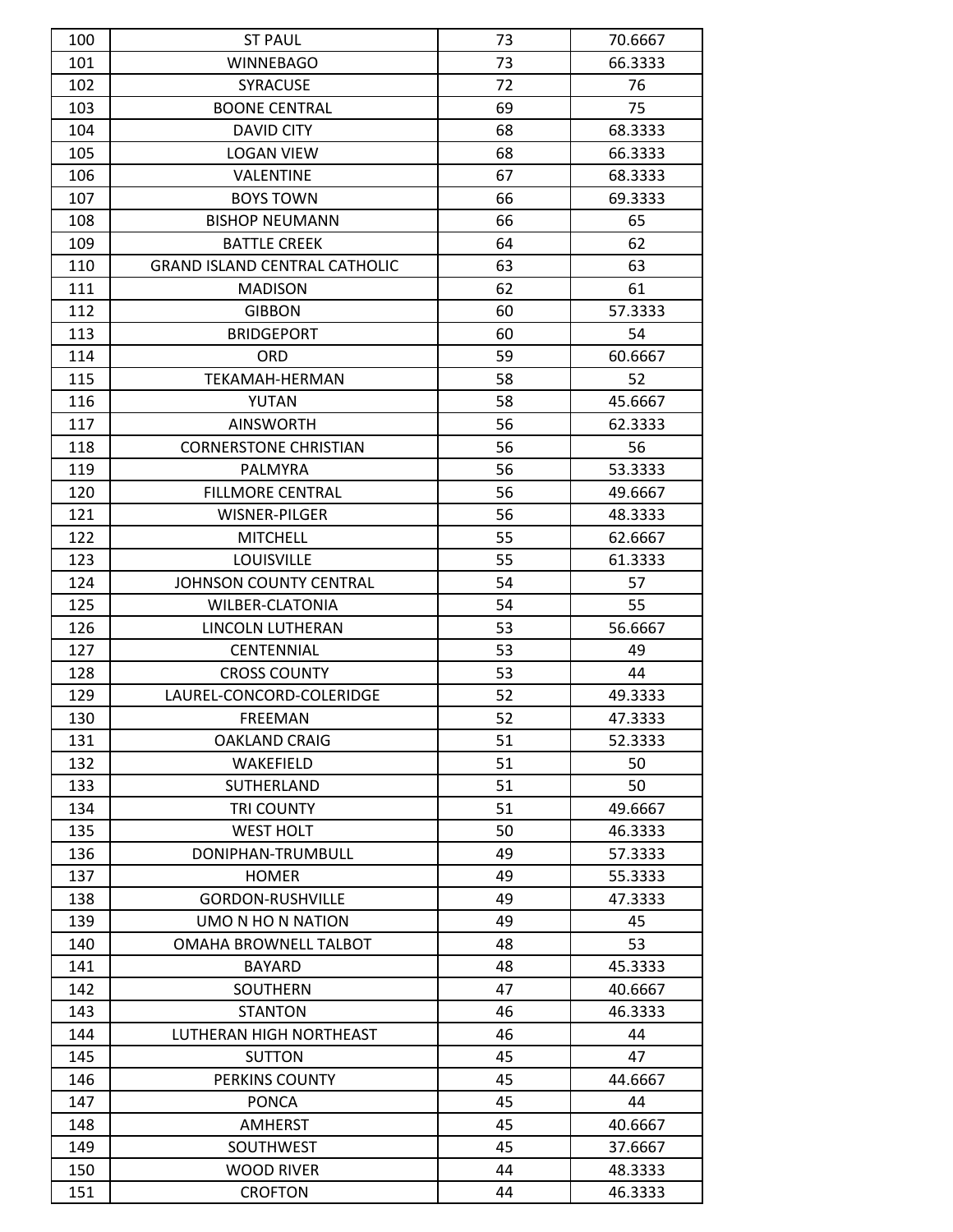| 100 | ST PAUL | 73 | 70.6667 |
|---|---|---|---|
| 101 | WINNEBAGO | 73 | 66.3333 |
| 102 | SYRACUSE | 72 | 76 |
| 103 | BOONE CENTRAL | 69 | 75 |
| 104 | DAVID CITY | 68 | 68.3333 |
| 105 | LOGAN VIEW | 68 | 66.3333 |
| 106 | VALENTINE | 67 | 68.3333 |
| 107 | BOYS TOWN | 66 | 69.3333 |
| 108 | BISHOP NEUMANN | 66 | 65 |
| 109 | BATTLE CREEK | 64 | 62 |
| 110 | GRAND ISLAND CENTRAL CATHOLIC | 63 | 63 |
| 111 | MADISON | 62 | 61 |
| 112 | GIBBON | 60 | 57.3333 |
| 113 | BRIDGEPORT | 60 | 54 |
| 114 | ORD | 59 | 60.6667 |
| 115 | TEKAMAH-HERMAN | 58 | 52 |
| 116 | YUTAN | 58 | 45.6667 |
| 117 | AINSWORTH | 56 | 62.3333 |
| 118 | CORNERSTONE CHRISTIAN | 56 | 56 |
| 119 | PALMYRA | 56 | 53.3333 |
| 120 | FILLMORE CENTRAL | 56 | 49.6667 |
| 121 | WISNER-PILGER | 56 | 48.3333 |
| 122 | MITCHELL | 55 | 62.6667 |
| 123 | LOUISVILLE | 55 | 61.3333 |
| 124 | JOHNSON COUNTY CENTRAL | 54 | 57 |
| 125 | WILBER-CLATONIA | 54 | 55 |
| 126 | LINCOLN LUTHERAN | 53 | 56.6667 |
| 127 | CENTENNIAL | 53 | 49 |
| 128 | CROSS COUNTY | 53 | 44 |
| 129 | LAUREL-CONCORD-COLERIDGE | 52 | 49.3333 |
| 130 | FREEMAN | 52 | 47.3333 |
| 131 | OAKLAND CRAIG | 51 | 52.3333 |
| 132 | WAKEFIELD | 51 | 50 |
| 133 | SUTHERLAND | 51 | 50 |
| 134 | TRI COUNTY | 51 | 49.6667 |
| 135 | WEST HOLT | 50 | 46.3333 |
| 136 | DONIPHAN-TRUMBULL | 49 | 57.3333 |
| 137 | HOMER | 49 | 55.3333 |
| 138 | GORDON-RUSHVILLE | 49 | 47.3333 |
| 139 | UMO N HO N NATION | 49 | 45 |
| 140 | OMAHA BROWNELL TALBOT | 48 | 53 |
| 141 | BAYARD | 48 | 45.3333 |
| 142 | SOUTHERN | 47 | 40.6667 |
| 143 | STANTON | 46 | 46.3333 |
| 144 | LUTHERAN HIGH NORTHEAST | 46 | 44 |
| 145 | SUTTON | 45 | 47 |
| 146 | PERKINS COUNTY | 45 | 44.6667 |
| 147 | PONCA | 45 | 44 |
| 148 | AMHERST | 45 | 40.6667 |
| 149 | SOUTHWEST | 45 | 37.6667 |
| 150 | WOOD RIVER | 44 | 48.3333 |
| 151 | CROFTON | 44 | 46.3333 |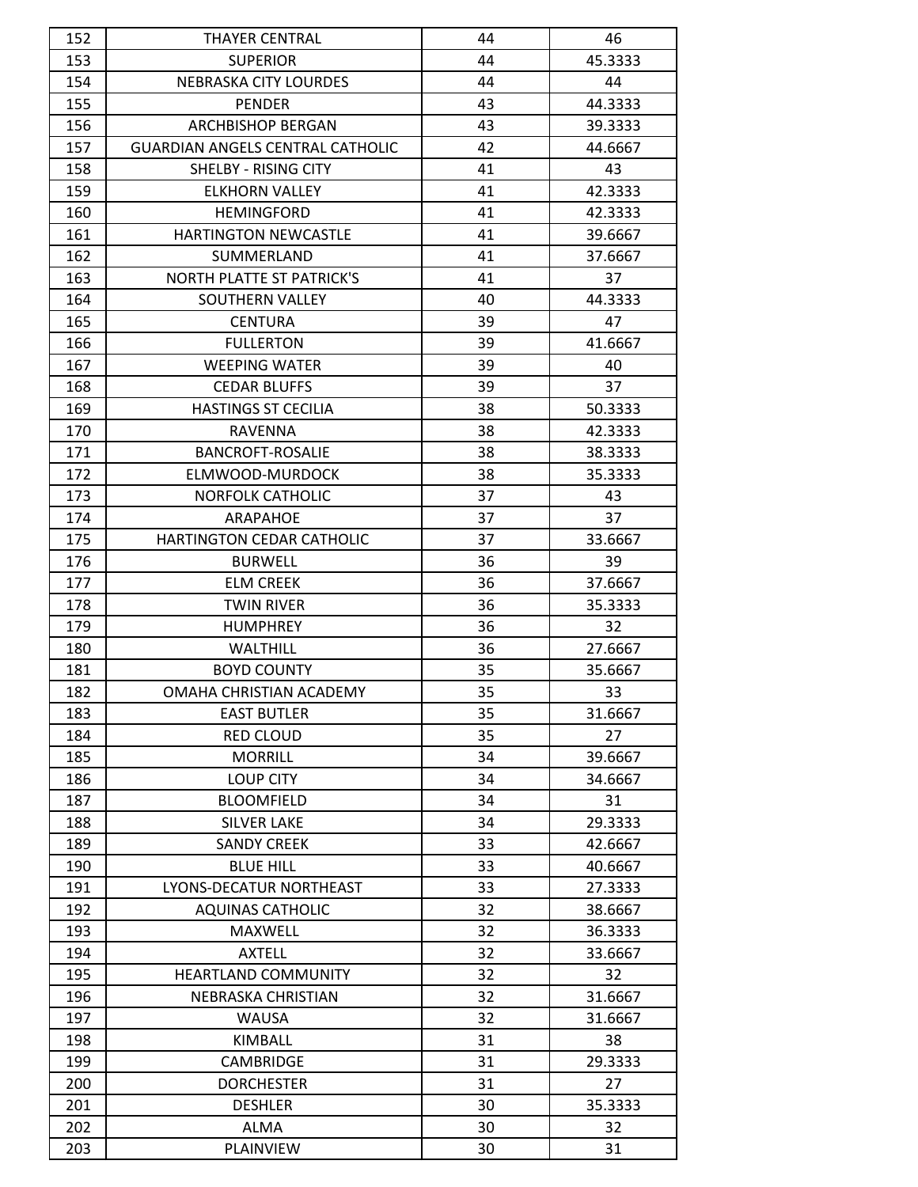| 152 | THAYER CENTRAL | 44 | 46 |
|---|---|---|---|
| 153 | SUPERIOR | 44 | 45.3333 |
| 154 | NEBRASKA CITY LOURDES | 44 | 44 |
| 155 | PENDER | 43 | 44.3333 |
| 156 | ARCHBISHOP BERGAN | 43 | 39.3333 |
| 157 | GUARDIAN ANGELS CENTRAL CATHOLIC | 42 | 44.6667 |
| 158 | SHELBY - RISING CITY | 41 | 43 |
| 159 | ELKHORN VALLEY | 41 | 42.3333 |
| 160 | HEMINGFORD | 41 | 42.3333 |
| 161 | HARTINGTON NEWCASTLE | 41 | 39.6667 |
| 162 | SUMMERLAND | 41 | 37.6667 |
| 163 | NORTH PLATTE ST PATRICK'S | 41 | 37 |
| 164 | SOUTHERN VALLEY | 40 | 44.3333 |
| 165 | CENTURA | 39 | 47 |
| 166 | FULLERTON | 39 | 41.6667 |
| 167 | WEEPING WATER | 39 | 40 |
| 168 | CEDAR BLUFFS | 39 | 37 |
| 169 | HASTINGS ST CECILIA | 38 | 50.3333 |
| 170 | RAVENNA | 38 | 42.3333 |
| 171 | BANCROFT-ROSALIE | 38 | 38.3333 |
| 172 | ELMWOOD-MURDOCK | 38 | 35.3333 |
| 173 | NORFOLK CATHOLIC | 37 | 43 |
| 174 | ARAPAHOE | 37 | 37 |
| 175 | HARTINGTON CEDAR CATHOLIC | 37 | 33.6667 |
| 176 | BURWELL | 36 | 39 |
| 177 | ELM CREEK | 36 | 37.6667 |
| 178 | TWIN RIVER | 36 | 35.3333 |
| 179 | HUMPHREY | 36 | 32 |
| 180 | WALTHILL | 36 | 27.6667 |
| 181 | BOYD COUNTY | 35 | 35.6667 |
| 182 | OMAHA CHRISTIAN ACADEMY | 35 | 33 |
| 183 | EAST BUTLER | 35 | 31.6667 |
| 184 | RED CLOUD | 35 | 27 |
| 185 | MORRILL | 34 | 39.6667 |
| 186 | LOUP CITY | 34 | 34.6667 |
| 187 | BLOOMFIELD | 34 | 31 |
| 188 | SILVER LAKE | 34 | 29.3333 |
| 189 | SANDY CREEK | 33 | 42.6667 |
| 190 | BLUE HILL | 33 | 40.6667 |
| 191 | LYONS-DECATUR NORTHEAST | 33 | 27.3333 |
| 192 | AQUINAS CATHOLIC | 32 | 38.6667 |
| 193 | MAXWELL | 32 | 36.3333 |
| 194 | AXTELL | 32 | 33.6667 |
| 195 | HEARTLAND COMMUNITY | 32 | 32 |
| 196 | NEBRASKA CHRISTIAN | 32 | 31.6667 |
| 197 | WAUSA | 32 | 31.6667 |
| 198 | KIMBALL | 31 | 38 |
| 199 | CAMBRIDGE | 31 | 29.3333 |
| 200 | DORCHESTER | 31 | 27 |
| 201 | DESHLER | 30 | 35.3333 |
| 202 | ALMA | 30 | 32 |
| 203 | PLAINVIEW | 30 | 31 |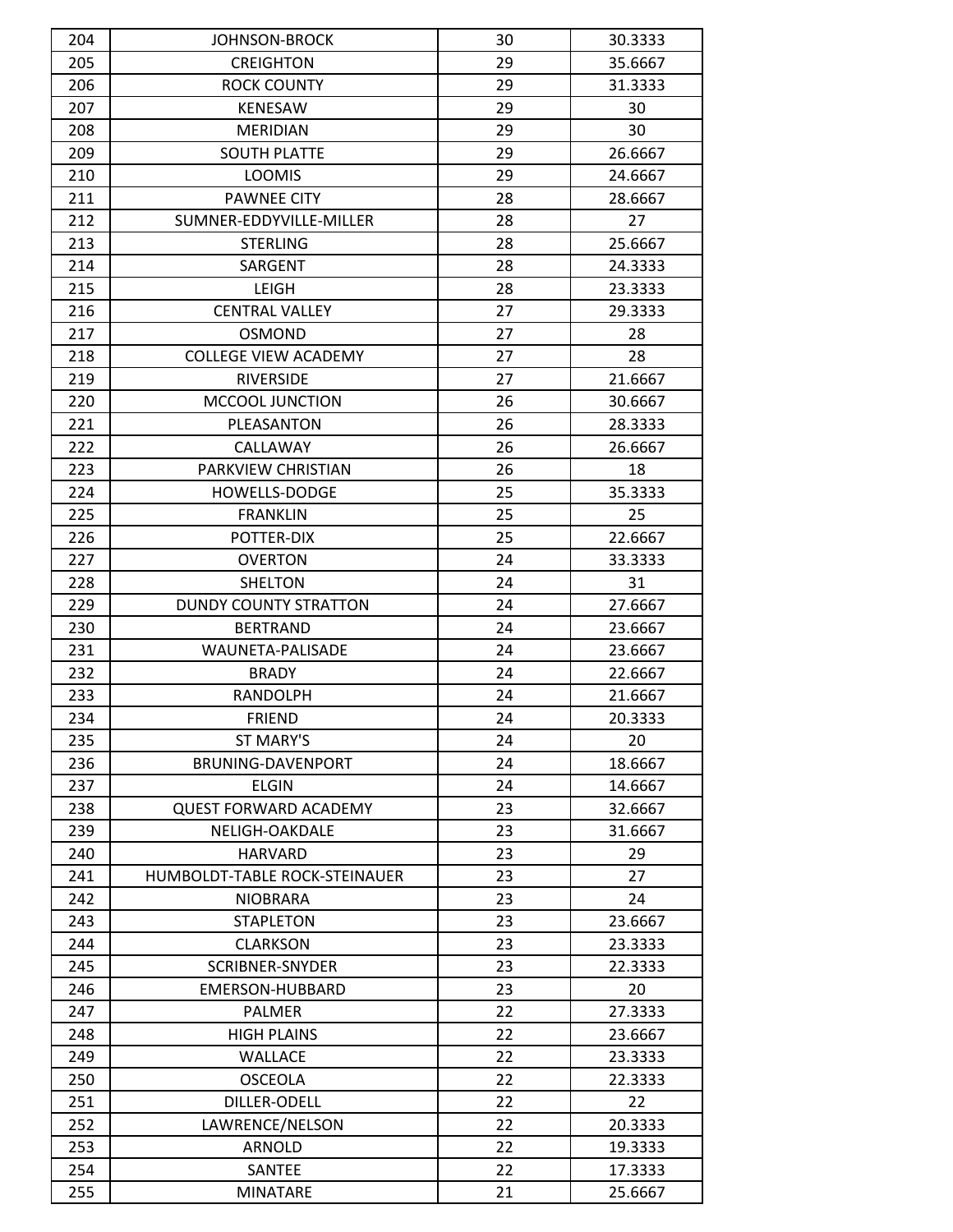| 204 | JOHNSON-BROCK | 30 | 30.3333 |
|---|---|---|---|
| 205 | CREIGHTON | 29 | 35.6667 |
| 206 | ROCK COUNTY | 29 | 31.3333 |
| 207 | KENESAW | 29 | 30 |
| 208 | MERIDIAN | 29 | 30 |
| 209 | SOUTH PLATTE | 29 | 26.6667 |
| 210 | LOOMIS | 29 | 24.6667 |
| 211 | PAWNEE CITY | 28 | 28.6667 |
| 212 | SUMNER-EDDYVILLE-MILLER | 28 | 27 |
| 213 | STERLING | 28 | 25.6667 |
| 214 | SARGENT | 28 | 24.3333 |
| 215 | LEIGH | 28 | 23.3333 |
| 216 | CENTRAL VALLEY | 27 | 29.3333 |
| 217 | OSMOND | 27 | 28 |
| 218 | COLLEGE VIEW ACADEMY | 27 | 28 |
| 219 | RIVERSIDE | 27 | 21.6667 |
| 220 | MCCOOL JUNCTION | 26 | 30.6667 |
| 221 | PLEASANTON | 26 | 28.3333 |
| 222 | CALLAWAY | 26 | 26.6667 |
| 223 | PARKVIEW CHRISTIAN | 26 | 18 |
| 224 | HOWELLS-DODGE | 25 | 35.3333 |
| 225 | FRANKLIN | 25 | 25 |
| 226 | POTTER-DIX | 25 | 22.6667 |
| 227 | OVERTON | 24 | 33.3333 |
| 228 | SHELTON | 24 | 31 |
| 229 | DUNDY COUNTY STRATTON | 24 | 27.6667 |
| 230 | BERTRAND | 24 | 23.6667 |
| 231 | WAUNETA-PALISADE | 24 | 23.6667 |
| 232 | BRADY | 24 | 22.6667 |
| 233 | RANDOLPH | 24 | 21.6667 |
| 234 | FRIEND | 24 | 20.3333 |
| 235 | ST MARY'S | 24 | 20 |
| 236 | BRUNING-DAVENPORT | 24 | 18.6667 |
| 237 | ELGIN | 24 | 14.6667 |
| 238 | QUEST FORWARD ACADEMY | 23 | 32.6667 |
| 239 | NELIGH-OAKDALE | 23 | 31.6667 |
| 240 | HARVARD | 23 | 29 |
| 241 | HUMBOLDT-TABLE ROCK-STEINAUER | 23 | 27 |
| 242 | NIOBRARA | 23 | 24 |
| 243 | STAPLETON | 23 | 23.6667 |
| 244 | CLARKSON | 23 | 23.3333 |
| 245 | SCRIBNER-SNYDER | 23 | 22.3333 |
| 246 | EMERSON-HUBBARD | 23 | 20 |
| 247 | PALMER | 22 | 27.3333 |
| 248 | HIGH PLAINS | 22 | 23.6667 |
| 249 | WALLACE | 22 | 23.3333 |
| 250 | OSCEOLA | 22 | 22.3333 |
| 251 | DILLER-ODELL | 22 | 22 |
| 252 | LAWRENCE/NELSON | 22 | 20.3333 |
| 253 | ARNOLD | 22 | 19.3333 |
| 254 | SANTEE | 22 | 17.3333 |
| 255 | MINATARE | 21 | 25.6667 |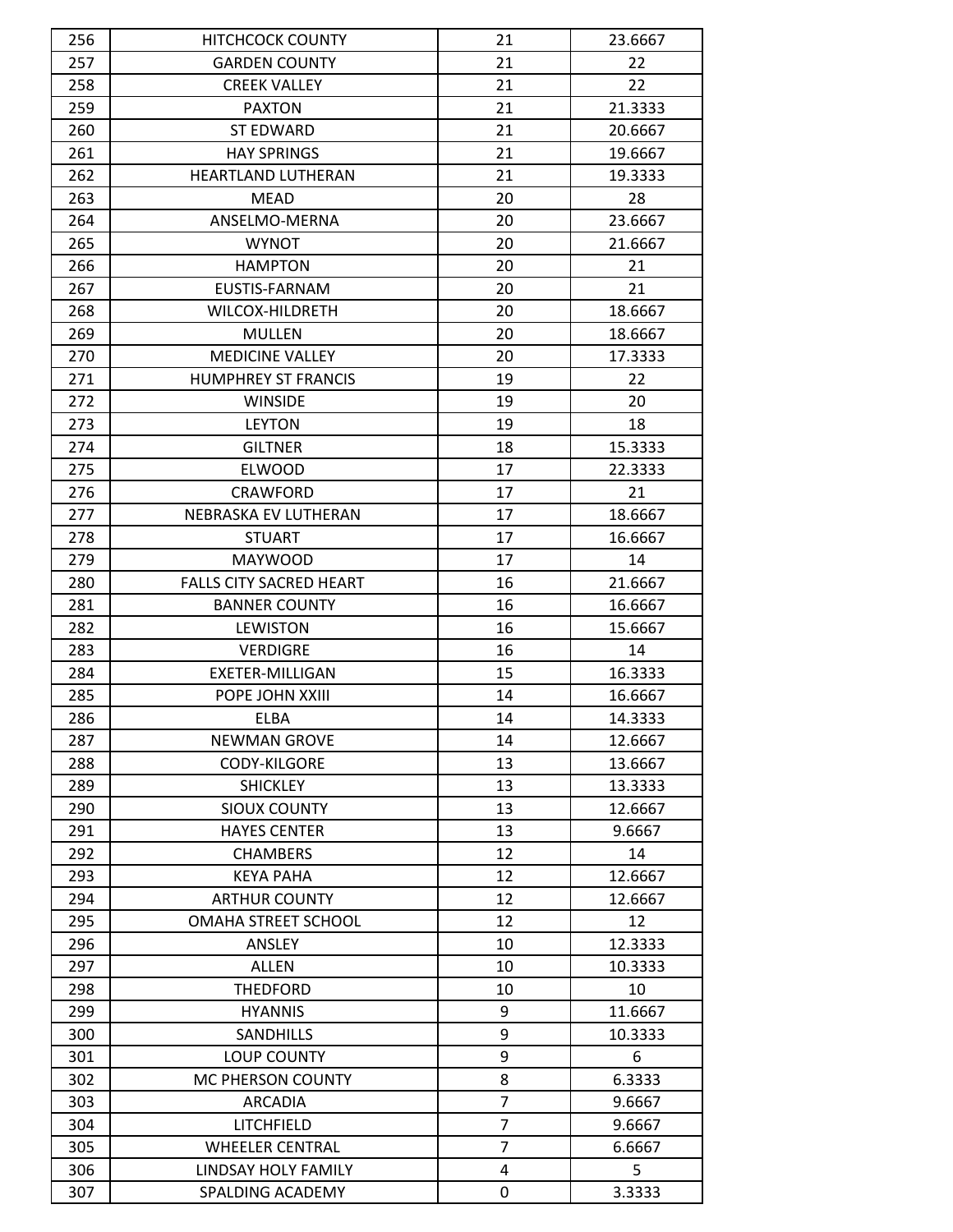| 256 | HITCHCOCK COUNTY | 21 | 23.6667 |
|---|---|---|---|
| 257 | GARDEN COUNTY | 21 | 22 |
| 258 | CREEK VALLEY | 21 | 22 |
| 259 | PAXTON | 21 | 21.3333 |
| 260 | ST EDWARD | 21 | 20.6667 |
| 261 | HAY SPRINGS | 21 | 19.6667 |
| 262 | HEARTLAND LUTHERAN | 21 | 19.3333 |
| 263 | MEAD | 20 | 28 |
| 264 | ANSELMO-MERNA | 20 | 23.6667 |
| 265 | WYNOT | 20 | 21.6667 |
| 266 | HAMPTON | 20 | 21 |
| 267 | EUSTIS-FARNAM | 20 | 21 |
| 268 | WILCOX-HILDRETH | 20 | 18.6667 |
| 269 | MULLEN | 20 | 18.6667 |
| 270 | MEDICINE VALLEY | 20 | 17.3333 |
| 271 | HUMPHREY ST FRANCIS | 19 | 22 |
| 272 | WINSIDE | 19 | 20 |
| 273 | LEYTON | 19 | 18 |
| 274 | GILTNER | 18 | 15.3333 |
| 275 | ELWOOD | 17 | 22.3333 |
| 276 | CRAWFORD | 17 | 21 |
| 277 | NEBRASKA EV LUTHERAN | 17 | 18.6667 |
| 278 | STUART | 17 | 16.6667 |
| 279 | MAYWOOD | 17 | 14 |
| 280 | FALLS CITY SACRED HEART | 16 | 21.6667 |
| 281 | BANNER COUNTY | 16 | 16.6667 |
| 282 | LEWISTON | 16 | 15.6667 |
| 283 | VERDIGRE | 16 | 14 |
| 284 | EXETER-MILLIGAN | 15 | 16.3333 |
| 285 | POPE JOHN XXIII | 14 | 16.6667 |
| 286 | ELBA | 14 | 14.3333 |
| 287 | NEWMAN GROVE | 14 | 12.6667 |
| 288 | CODY-KILGORE | 13 | 13.6667 |
| 289 | SHICKLEY | 13 | 13.3333 |
| 290 | SIOUX COUNTY | 13 | 12.6667 |
| 291 | HAYES CENTER | 13 | 9.6667 |
| 292 | CHAMBERS | 12 | 14 |
| 293 | KEYA PAHA | 12 | 12.6667 |
| 294 | ARTHUR COUNTY | 12 | 12.6667 |
| 295 | OMAHA STREET SCHOOL | 12 | 12 |
| 296 | ANSLEY | 10 | 12.3333 |
| 297 | ALLEN | 10 | 10.3333 |
| 298 | THEDFORD | 10 | 10 |
| 299 | HYANNIS | 9 | 11.6667 |
| 300 | SANDHILLS | 9 | 10.3333 |
| 301 | LOUP COUNTY | 9 | 6 |
| 302 | MC PHERSON COUNTY | 8 | 6.3333 |
| 303 | ARCADIA | 7 | 9.6667 |
| 304 | LITCHFIELD | 7 | 9.6667 |
| 305 | WHEELER CENTRAL | 7 | 6.6667 |
| 306 | LINDSAY HOLY FAMILY | 4 | 5 |
| 307 | SPALDING ACADEMY | 0 | 3.3333 |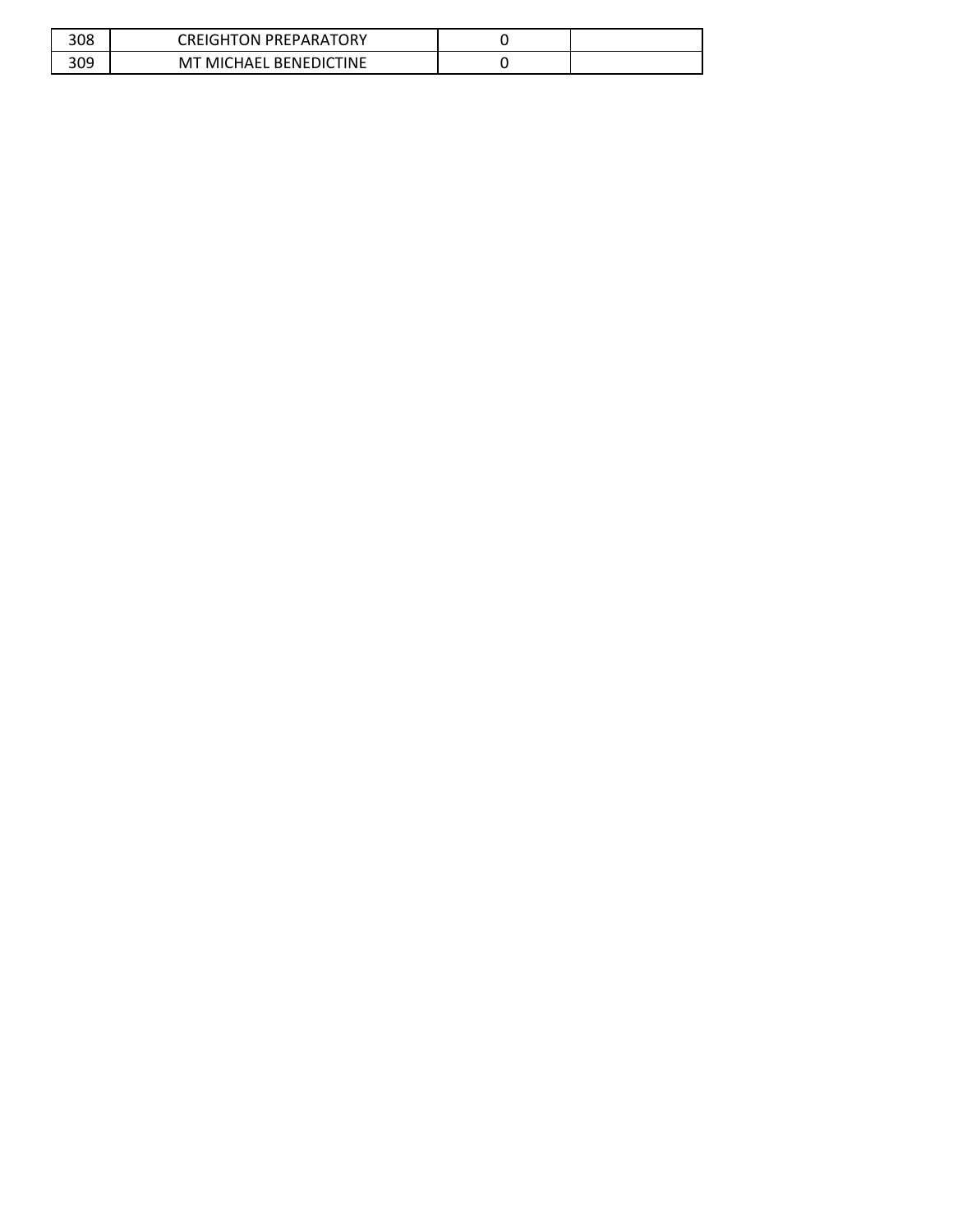| | | | |
|---|---|---|---|
| 308 | CREIGHTON PREPARATORY | 0 | |
| 309 | MT MICHAEL BENEDICTINE | 0 | |